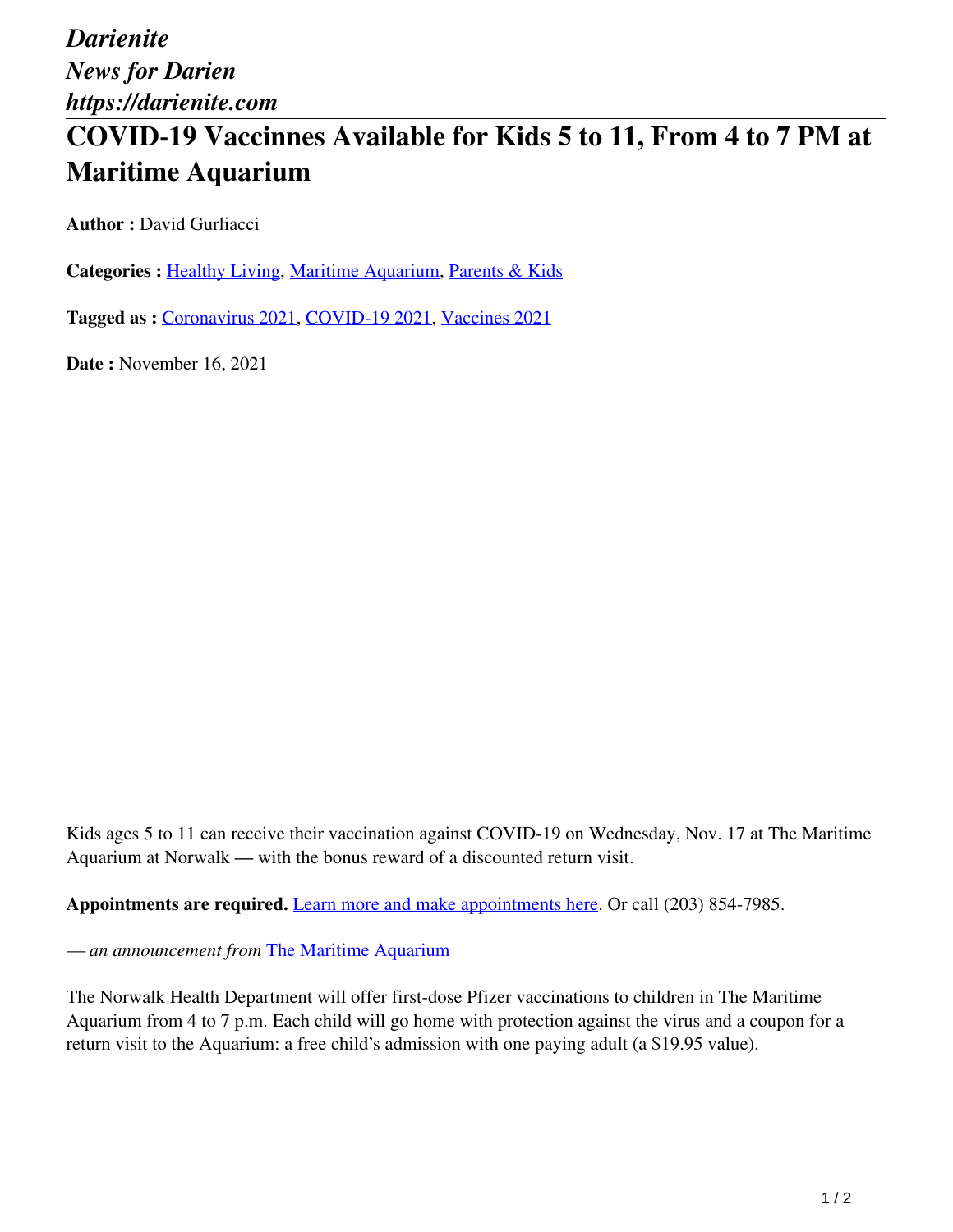*Darienite*
*News for Darien*
*https://darienite.com*

# COVID-19 Vaccinnes Available for Kids 5 to 11, From 4 to 7 PM at Maritime Aquarium

**Author :** David Gurliacci

**Categories :** Healthy Living, Maritime Aquarium, Parents & Kids

**Tagged as :** Coronavirus 2021, COVID-19 2021, Vaccines 2021

**Date :** November 16, 2021

Kids ages 5 to 11 can receive their vaccination against COVID-19 on Wednesday, Nov. 17 at The Maritime Aquarium at Norwalk — with the bonus reward of a discounted return visit.

**Appointments are required.** Learn more and make appointments here. Or call (203) 854-7985.

*— an announcement from* The Maritime Aquarium

The Norwalk Health Department will offer first-dose Pfizer vaccinations to children in The Maritime Aquarium from 4 to 7 p.m. Each child will go home with protection against the virus and a coupon for a return visit to the Aquarium: a free child's admission with one paying adult (a $19.95 value).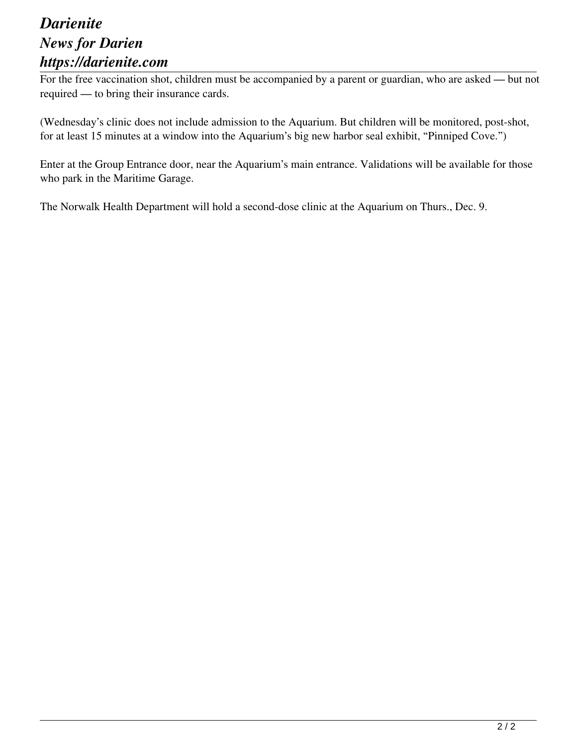For the free vaccination shot, children must be accompanied by a parent or guardian, who are asked — but not required — to bring their insurance cards.

(Wednesday's clinic does not include admission to the Aquarium. But children will be monitored, post-shot, for at least 15 minutes at a window into the Aquarium's big new harbor seal exhibit, "Pinniped Cove.")

Enter at the Group Entrance door, near the Aquarium's main entrance. Validations will be available for those who park in the Maritime Garage.

The Norwalk Health Department will hold a second-dose clinic at the Aquarium on Thurs., Dec. 9.